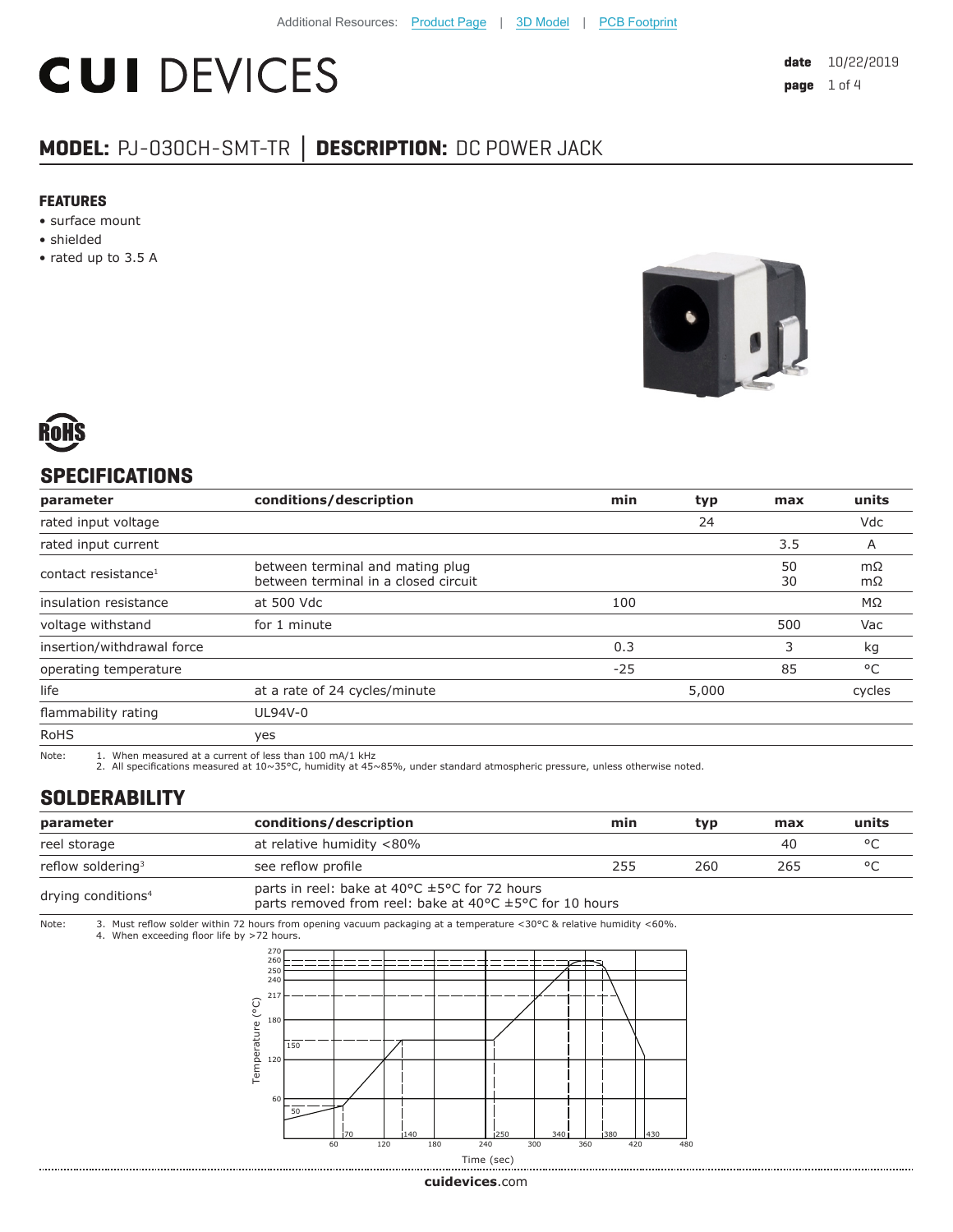Additional Resources: Product Page | 3D Model | PCB Footprint

# CUI DEVICES

date 10/22/2019

## MODEL: PJ-030CH-SMT-TR | DESCRIPTION: DC POWER JACK

### FEATURES

- surface mount
- shielded
- rated up to 3.5 A

## SPECIFICATIONS

| parameter | conditions/description | min | typ | max | units |
|---|---|---|---|---|---|
| rated input voltage | | | 24 | | Vdc |
| rated input current | | | | 3.5 | A |
| contact resistance[1] | between terminal and mating plug<br>between terminal in a closed circuit | | | 50<br>30 | mΩ<br>mΩ |
| insulation resistance | at 500 Vdc | 100 | | | MΩ |
| voltage withstand | for 1 minute | | | 500 | Vac |
| insertion/withdrawal force | | 0.3 | | 3 | kg |
| operating temperature | | -25 | | 85 | °C |
| life | at a rate of 24 cycles/minute | | 5,000 | | cycles |
| flammability rating | UL94V-0 | | | | |
| RoHS | yes | | | | |

Note:
1. When measured at a current of less than 100 mA/1 kHz
2. All specifications measured at 10~35°C, humidity at 45~85%, under standard atmospheric pressure, unless otherwise noted.

## SOLDERABILITY

| parameter | conditions/description | min | typ | max | units |
|---|---|---|---|---|---|
| reel storage | at relative humidity <80% | | | 40 | °C |
| reflow soldering[3] | see reflow profile | 255 | 260 | 265 | °C |
| drying conditions[4] | parts in reel: bake at 40°C ±5°C for 72 hours<br>parts removed from reel: bake at 40°C ±5°C for 10 hours | | | | |

Note:
3. Must reflow solder within 72 hours from opening vacuum packaging at a temperature <30°C & relative humidity <60%.
4. When exceeding floor life by >72 hours.

cuidevices.com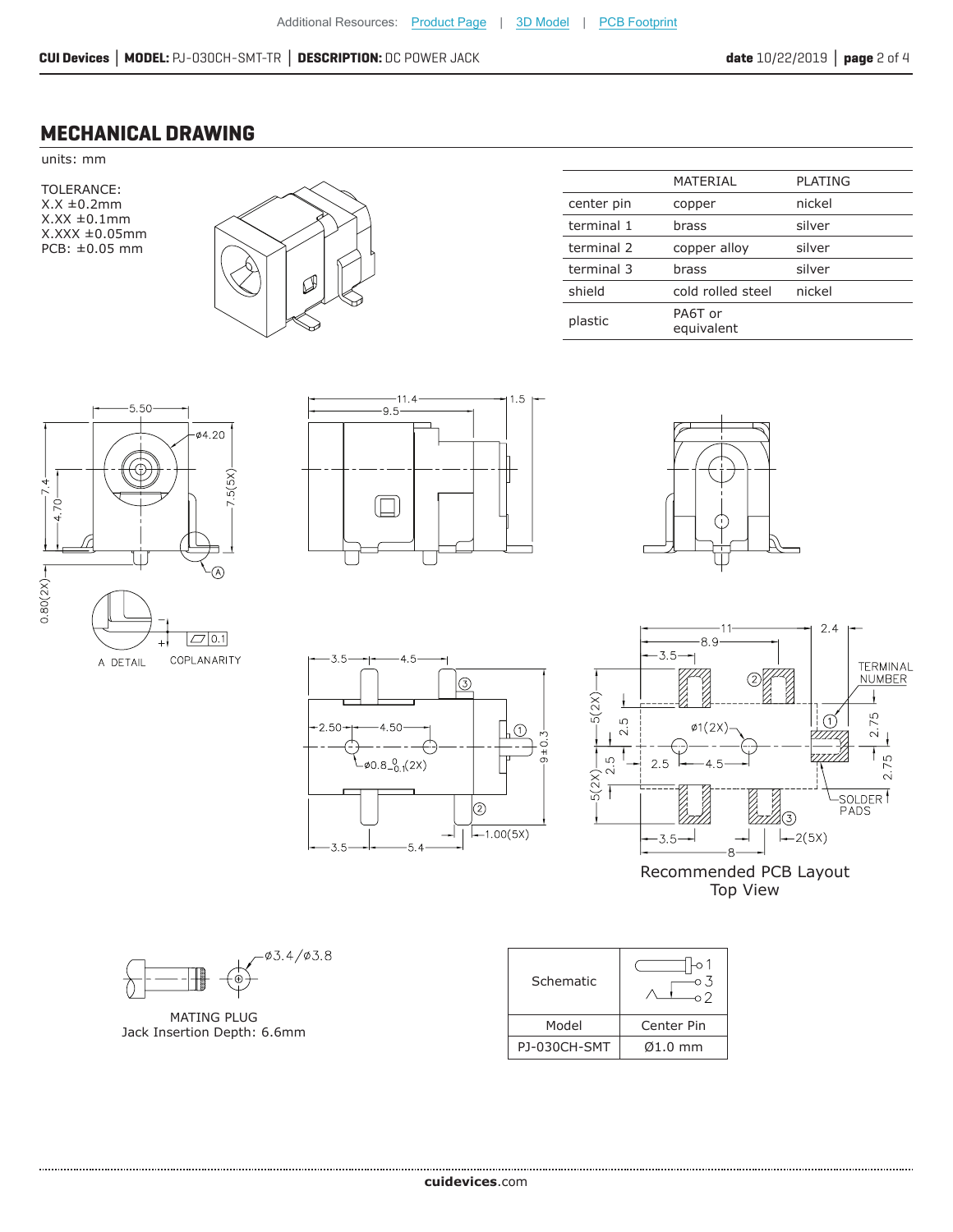## MECHANICAL DRAWING

units: mm

TOLERANCE:
X.X ±0.2mm
X.XX ±0.1mm
X.XXX ±0.05mm
PCB: ±0.05 mm

| | MATERIAL | PLATING |
|---|---|---|
| center pin | copper | nickel |
| terminal 1 | brass | silver |
| terminal 2 | copper alloy | silver |
| terminal 3 | brass | silver |
| shield | cold rolled steel | nickel |
| plastic | PA6T or equivalent | |

A DETAIL

COPLANARITY

Recommended PCB Layout
Top View

TERMINAL NUMBER

SOLDER PADS

MATING PLUG
Jack Insertion Depth: 6.6mm

ø3.4/ø3.8

| Schematic | |
|---|---|
| Model | Center Pin |
| PJ-030CH-SMT | Ø1.0 mm |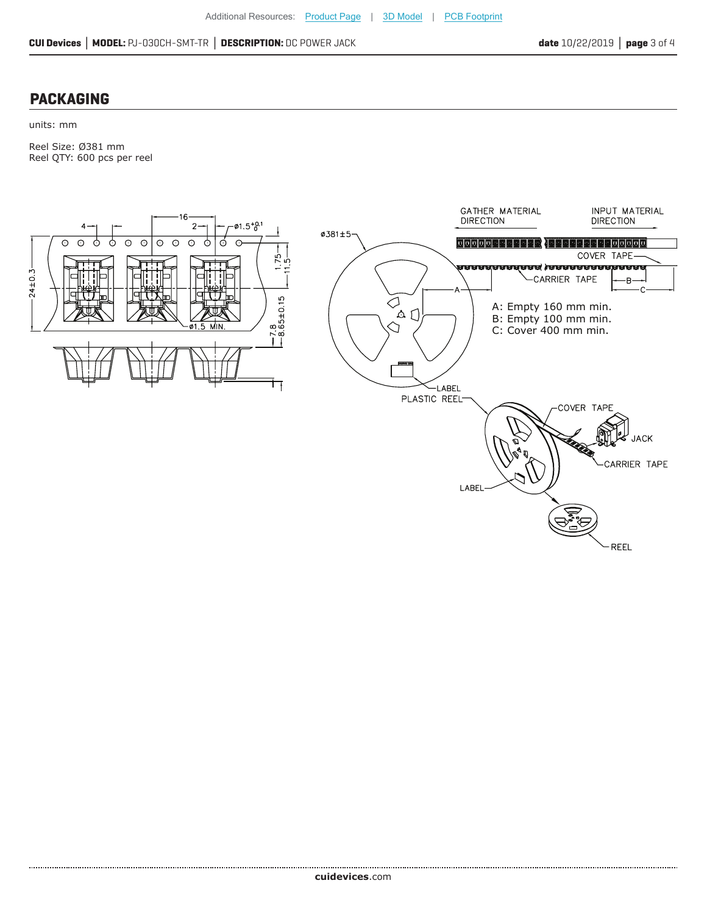## PACKAGING

units: mm

Reel Size: Ø381 mm
Reel QTY: 600 pcs per reel

A: Empty 160 mm min.
B: Empty 100 mm min.
C: Cover 400 mm min.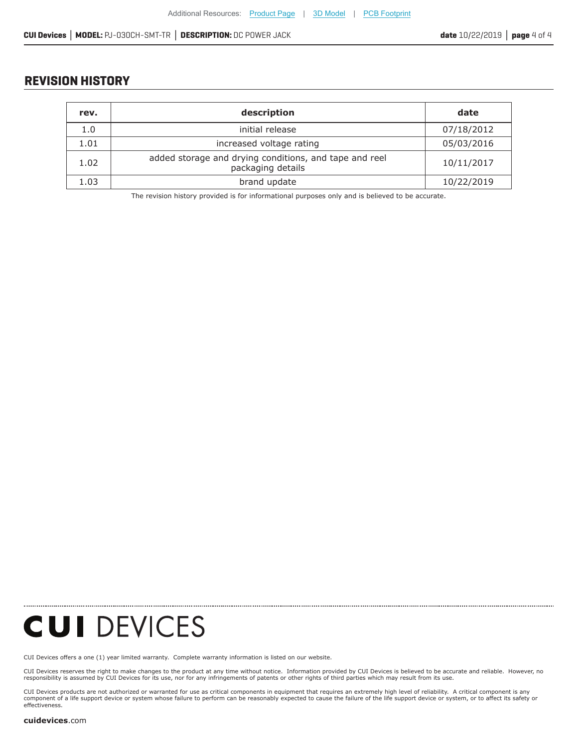## REVISION HISTORY

| rev. | description | date |
| --- | --- | --- |
| 1.0 | initial release | 07/18/2012 |
| 1.01 | increased voltage rating | 05/03/2016 |
| 1.02 | added storage and drying conditions, and tape and reel packaging details | 10/11/2017 |
| 1.03 | brand update | 10/22/2019 |

The revision history provided is for informational purposes only and is believed to be accurate.

CUI DEVICES

CUI Devices offers a one (1) year limited warranty. Complete warranty information is listed on our website.

CUI Devices reserves the right to make changes to the product at any time without notice. Information provided by CUI Devices is believed to be accurate and reliable. However, no responsibility is assumed by CUI Devices for its use, nor for any infringements of patents or other rights of third parties which may result from its use.

CUI Devices products are not authorized or warranted for use as critical components in equipment that requires an extremely high level of reliability. A critical component is any component of a life support device or system whose failure to perform can be reasonably expected to cause the failure of the life support device or system, or to affect its safety or effectiveness.

**cuidevices**.com